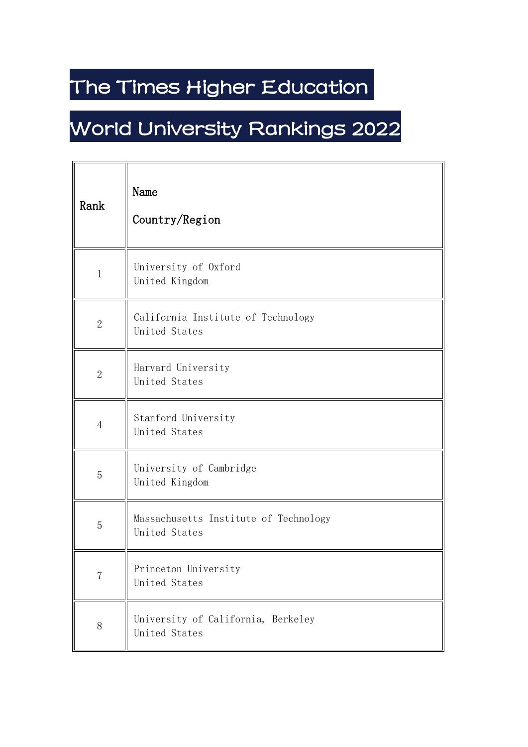# The Times Higher Education

# World University Rankings 2022

| Rank | Name<br>Country/Region |
|---|---|
| 1 | University of Oxford<br>United Kingdom |
| 2 | California Institute of Technology<br>United States |
| 2 | Harvard University<br>United States |
| 4 | Stanford University<br>United States |
| 5 | University of Cambridge<br>United Kingdom |
| 5 | Massachusetts Institute of Technology<br>United States |
| 7 | Princeton University<br>United States |
| 8 | University of California, Berkeley<br>United States |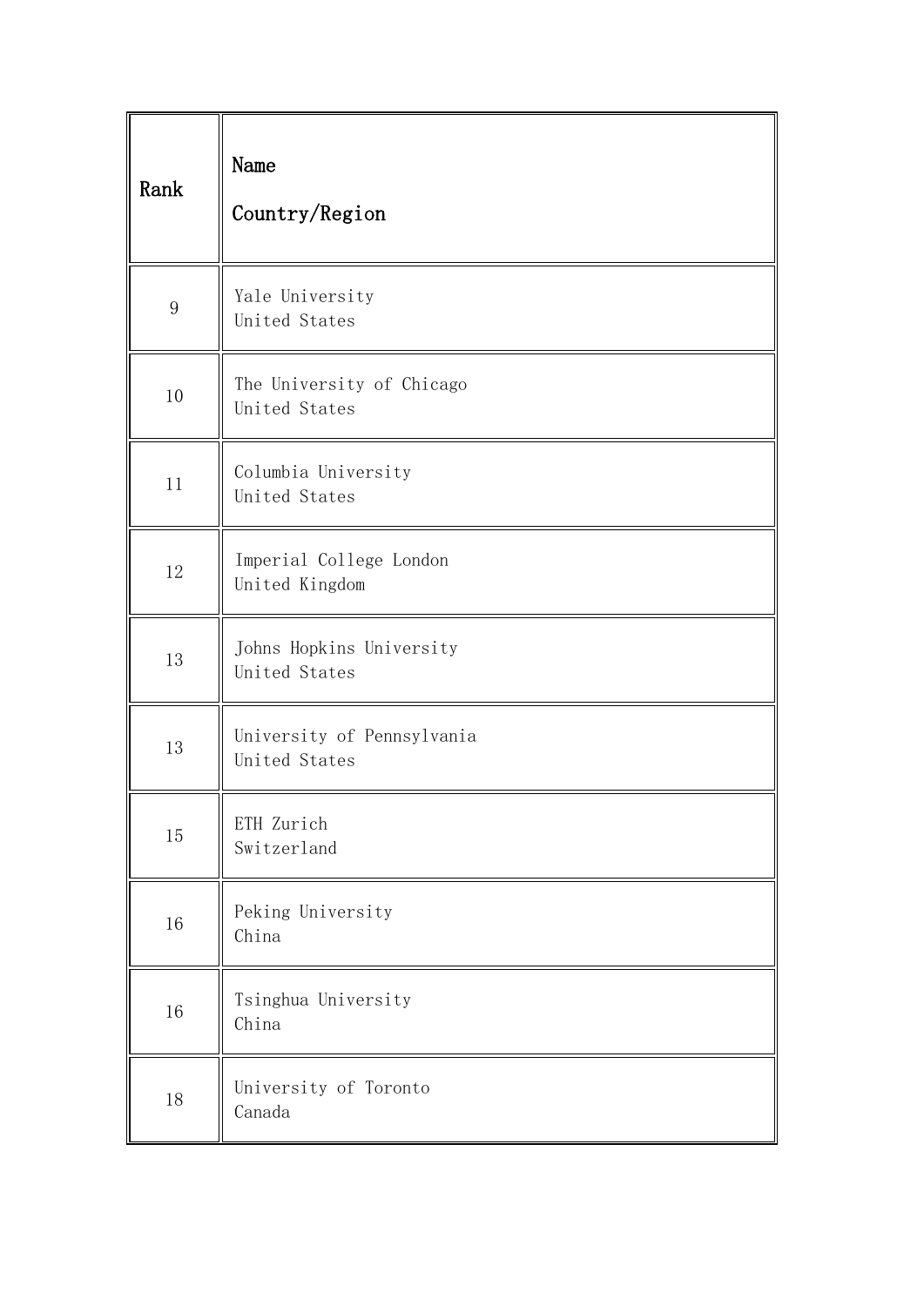| Rank | Name<br>Country/Region |
|---|---|
| 9 | Yale University<br>United States |
| 10 | The University of Chicago<br>United States |
| 11 | Columbia University<br>United States |
| 12 | Imperial College London<br>United Kingdom |
| 13 | Johns Hopkins University<br>United States |
| 13 | University of Pennsylvania<br>United States |
| 15 | ETH Zurich<br>Switzerland |
| 16 | Peking University<br>China |
| 16 | Tsinghua University<br>China |
| 18 | University of Toronto<br>Canada |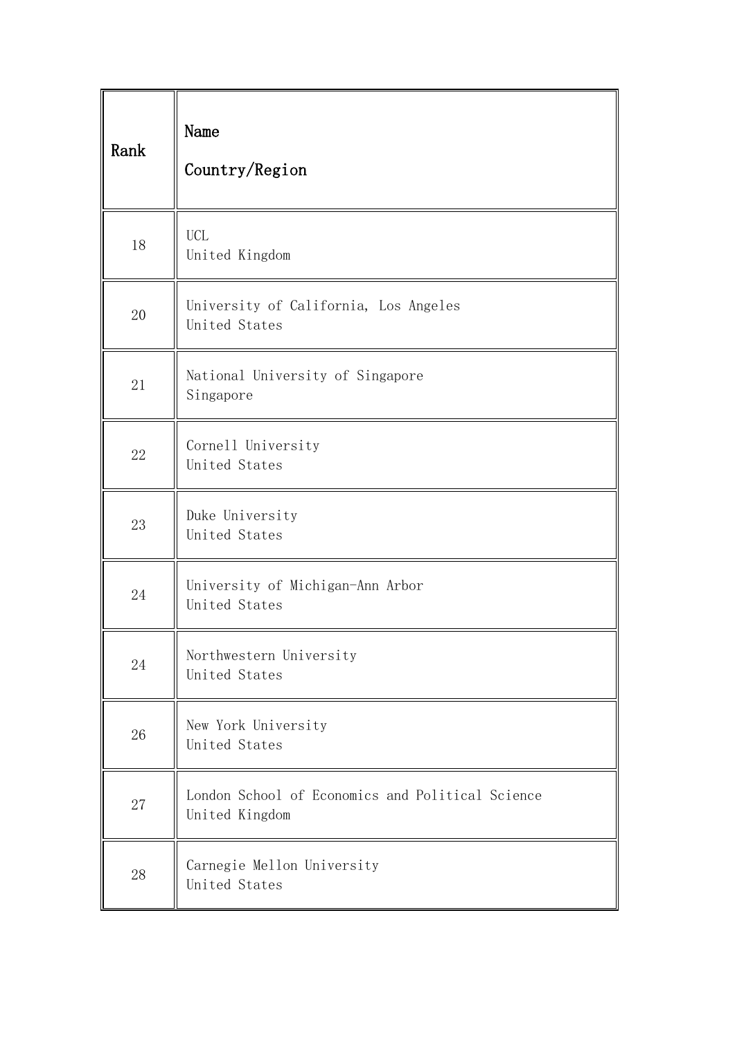| Rank | Name<br>Country/Region |
|---|---|
| 18 | UCL<br>United Kingdom |
| 20 | University of California, Los Angeles<br>United States |
| 21 | National University of Singapore<br>Singapore |
| 22 | Cornell University<br>United States |
| 23 | Duke University<br>United States |
| 24 | University of Michigan-Ann Arbor<br>United States |
| 24 | Northwestern University<br>United States |
| 26 | New York University<br>United States |
| 27 | London School of Economics and Political Science<br>United Kingdom |
| 28 | Carnegie Mellon University<br>United States |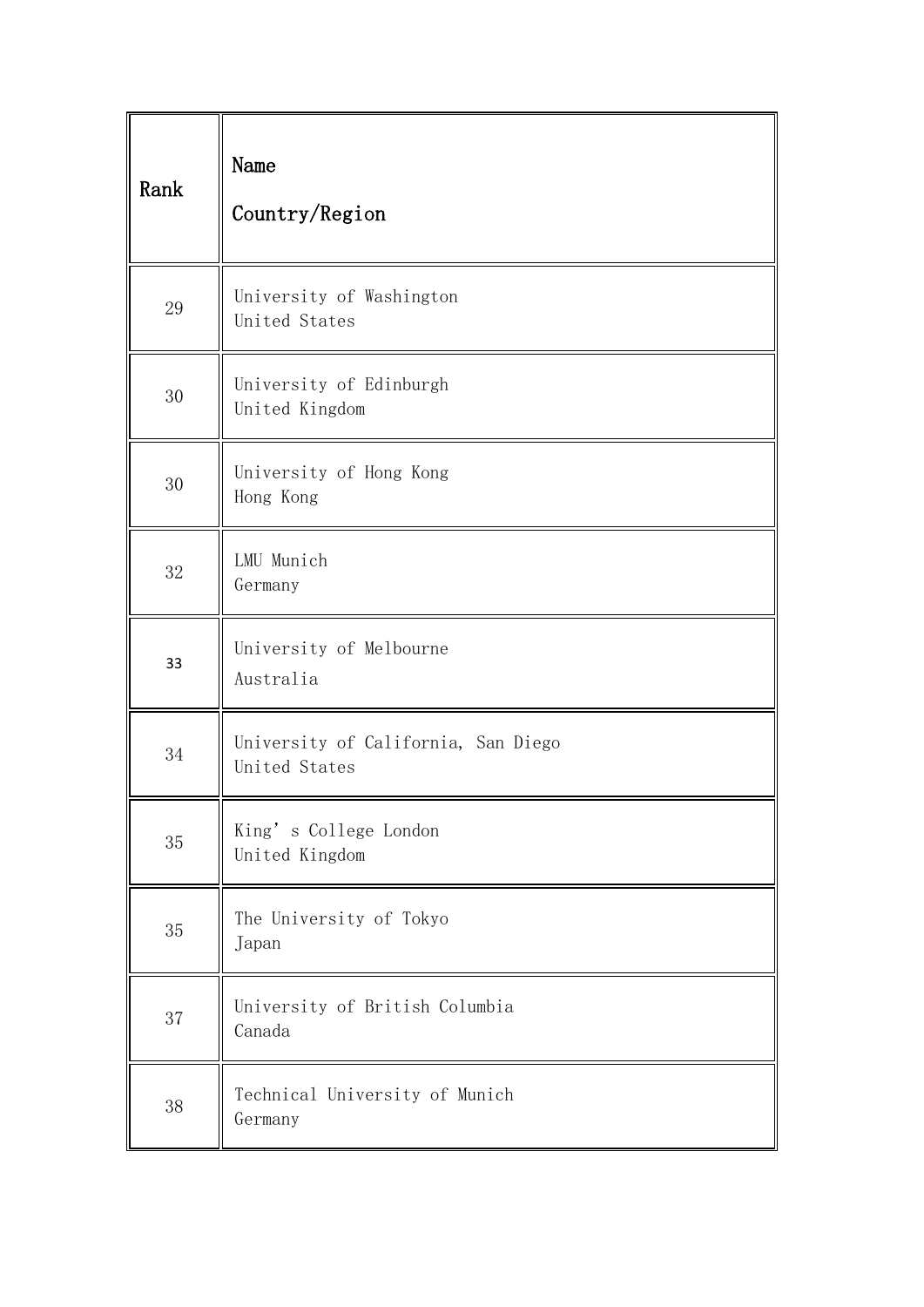| Rank | Name<br>Country/Region |
|---|---|
| 29 | University of Washington<br>United States |
| 30 | University of Edinburgh<br>United Kingdom |
| 30 | University of Hong Kong<br>Hong Kong |
| 32 | LMU Munich<br>Germany |
| 33 | University of Melbourne<br>Australia |
| 34 | University of California, San Diego<br>United States |
| 35 | King's College London<br>United Kingdom |
| 35 | The University of Tokyo<br>Japan |
| 37 | University of British Columbia<br>Canada |
| 38 | Technical University of Munich<br>Germany |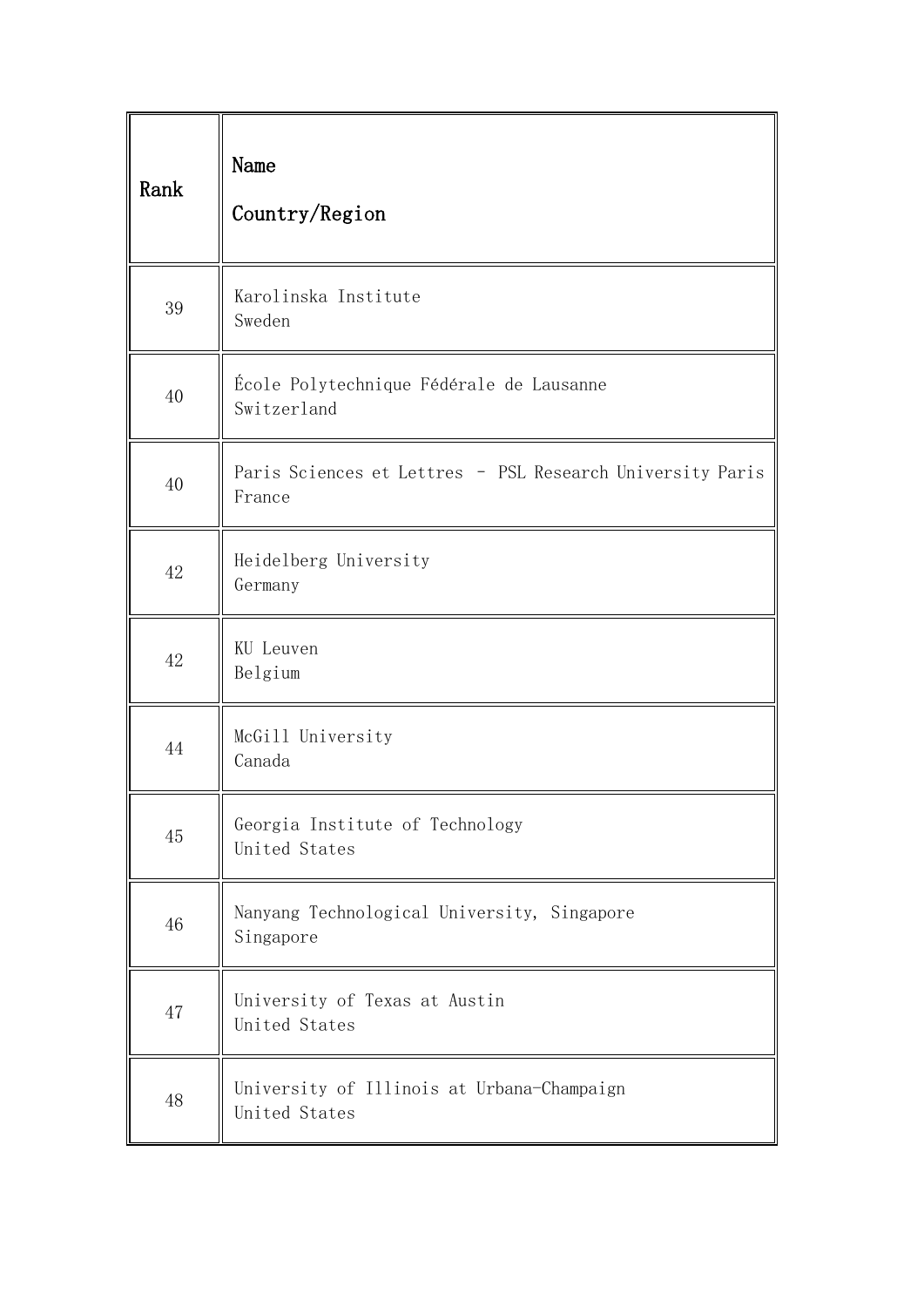| Rank | Name<br>Country/Region |
| --- | --- |
| 39 | Karolinska Institute<br>Sweden |
| 40 | École Polytechnique Fédérale de Lausanne<br>Switzerland |
| 40 | Paris Sciences et Lettres – PSL Research University Paris<br>France |
| 42 | Heidelberg University<br>Germany |
| 42 | KU Leuven<br>Belgium |
| 44 | McGill University<br>Canada |
| 45 | Georgia Institute of Technology<br>United States |
| 46 | Nanyang Technological University, Singapore<br>Singapore |
| 47 | University of Texas at Austin<br>United States |
| 48 | University of Illinois at Urbana-Champaign<br>United States |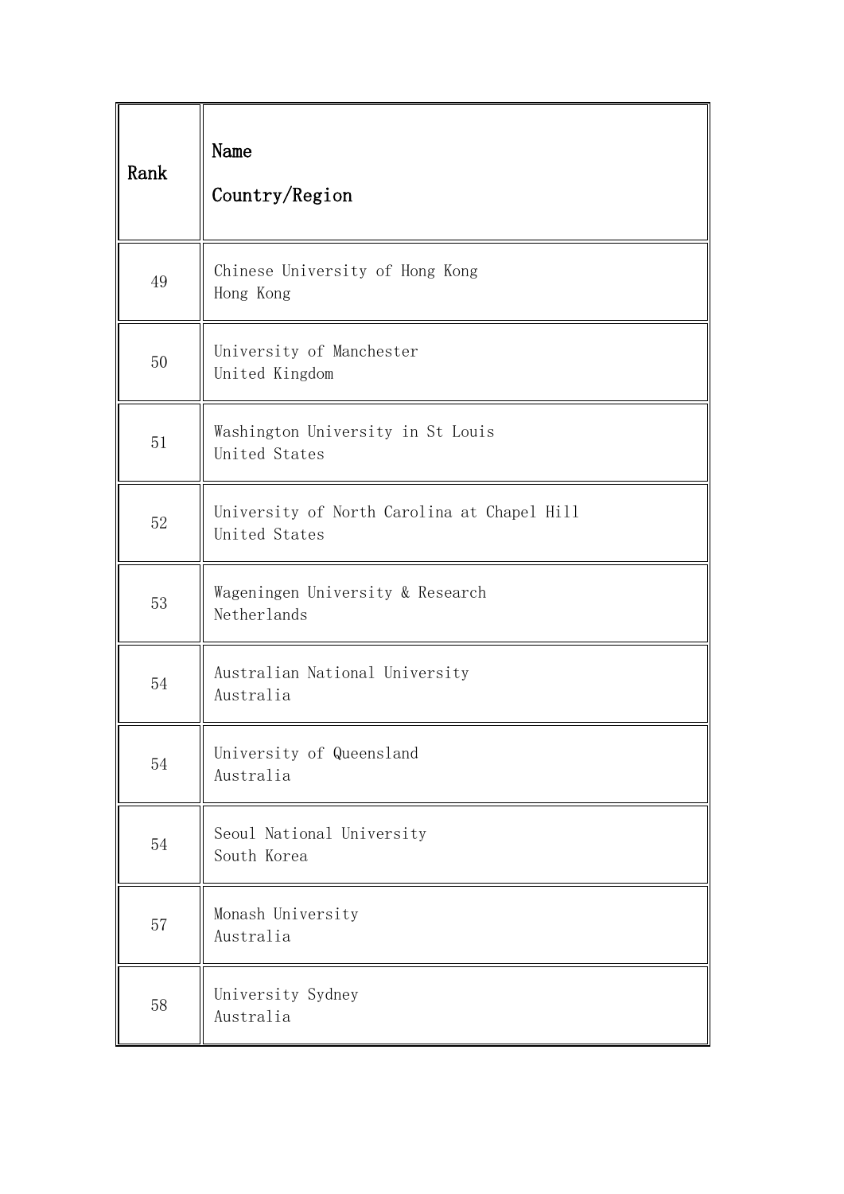| Rank | Name<br>Country/Region |
| --- | --- |
| 49 | Chinese University of Hong Kong<br>Hong Kong |
| 50 | University of Manchester<br>United Kingdom |
| 51 | Washington University in St Louis<br>United States |
| 52 | University of North Carolina at Chapel Hill<br>United States |
| 53 | Wageningen University & Research<br>Netherlands |
| 54 | Australian National University<br>Australia |
| 54 | University of Queensland<br>Australia |
| 54 | Seoul National University<br>South Korea |
| 57 | Monash University<br>Australia |
| 58 | University Sydney<br>Australia |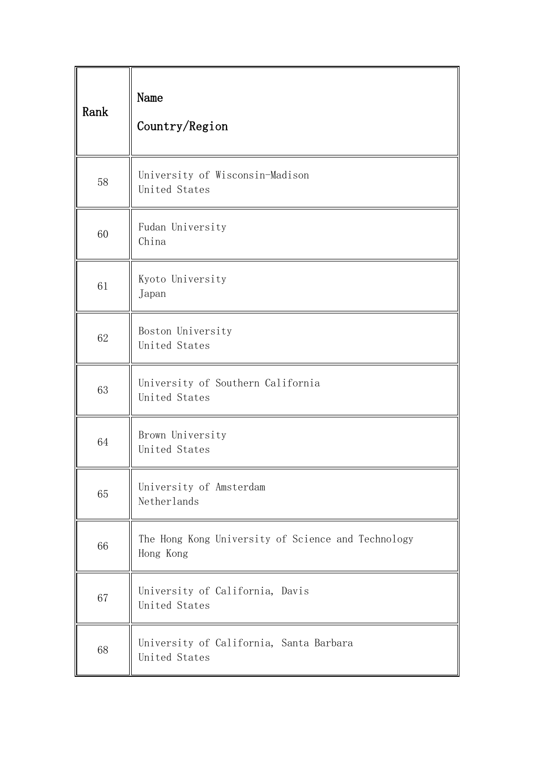| Rank | Name<br>Country/Region |
|---|---|
| 58 | University of Wisconsin-Madison<br>United States |
| 60 | Fudan University<br>China |
| 61 | Kyoto University<br>Japan |
| 62 | Boston University<br>United States |
| 63 | University of Southern California<br>United States |
| 64 | Brown University<br>United States |
| 65 | University of Amsterdam<br>Netherlands |
| 66 | The Hong Kong University of Science and Technology<br>Hong Kong |
| 67 | University of California, Davis<br>United States |
| 68 | University of California, Santa Barbara<br>United States |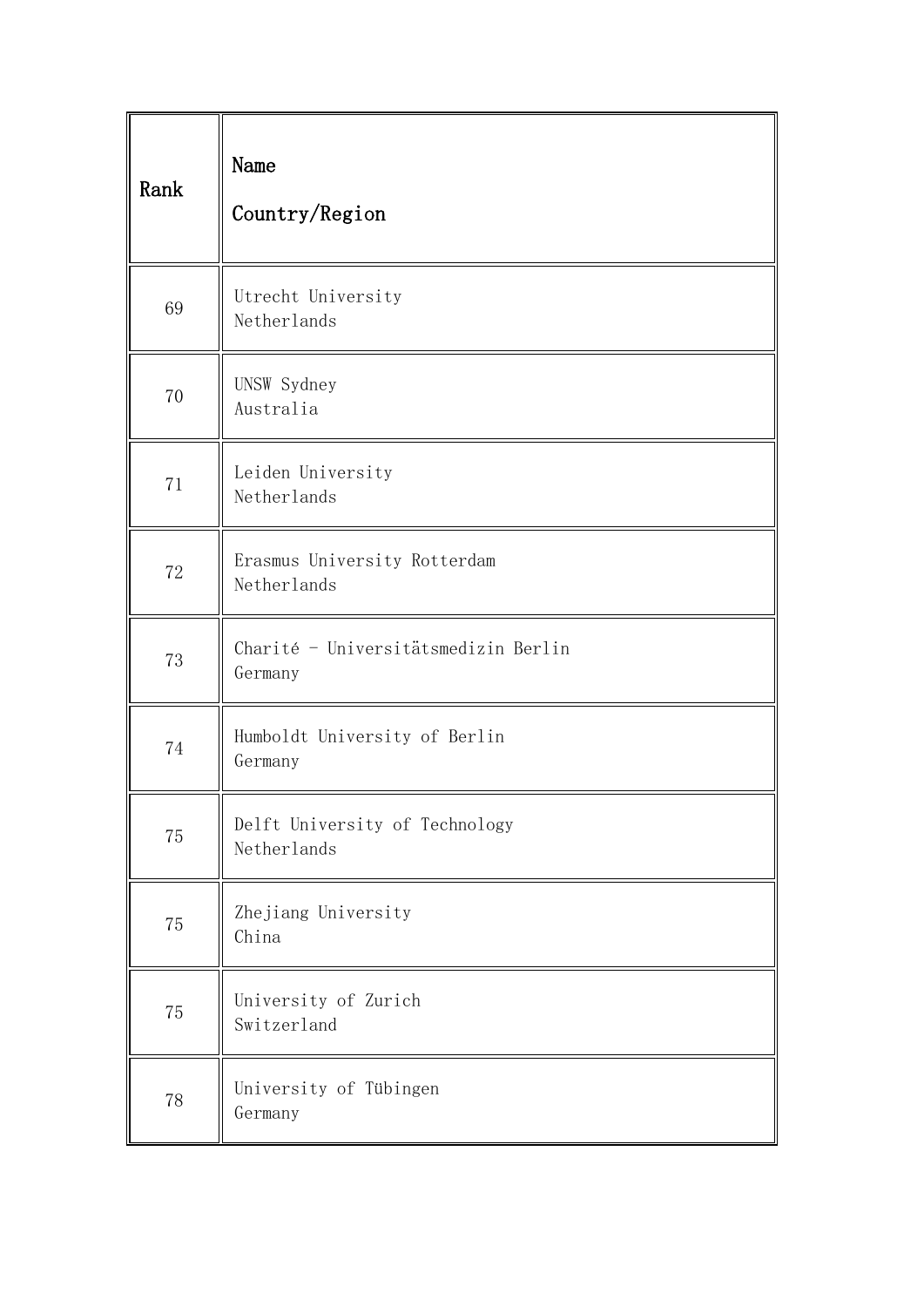| Rank | Name<br>Country/Region |
|---|---|
| 69 | Utrecht University<br>Netherlands |
| 70 | UNSW Sydney<br>Australia |
| 71 | Leiden University<br>Netherlands |
| 72 | Erasmus University Rotterdam<br>Netherlands |
| 73 | Charité - Universitätsmedizin Berlin<br>Germany |
| 74 | Humboldt University of Berlin<br>Germany |
| 75 | Delft University of Technology<br>Netherlands |
| 75 | Zhejiang University<br>China |
| 75 | University of Zurich<br>Switzerland |
| 78 | University of Tübingen<br>Germany |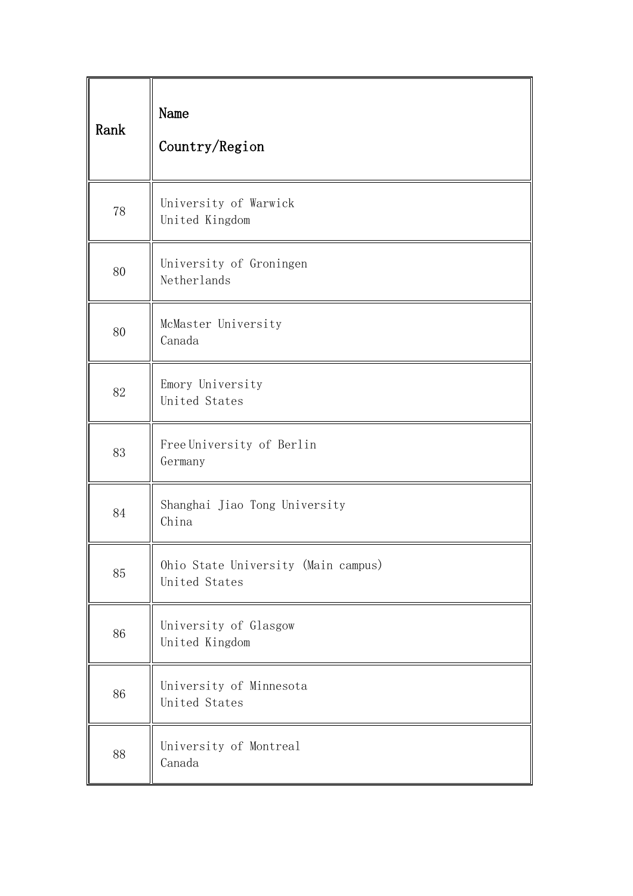| Rank | Name<br>Country/Region |
|---|---|
| 78 | University of Warwick<br>United Kingdom |
| 80 | University of Groningen<br>Netherlands |
| 80 | McMaster University<br>Canada |
| 82 | Emory University<br>United States |
| 83 | Free University of Berlin<br>Germany |
| 84 | Shanghai Jiao Tong University<br>China |
| 85 | Ohio State University (Main campus)<br>United States |
| 86 | University of Glasgow<br>United Kingdom |
| 86 | University of Minnesota<br>United States |
| 88 | University of Montreal<br>Canada |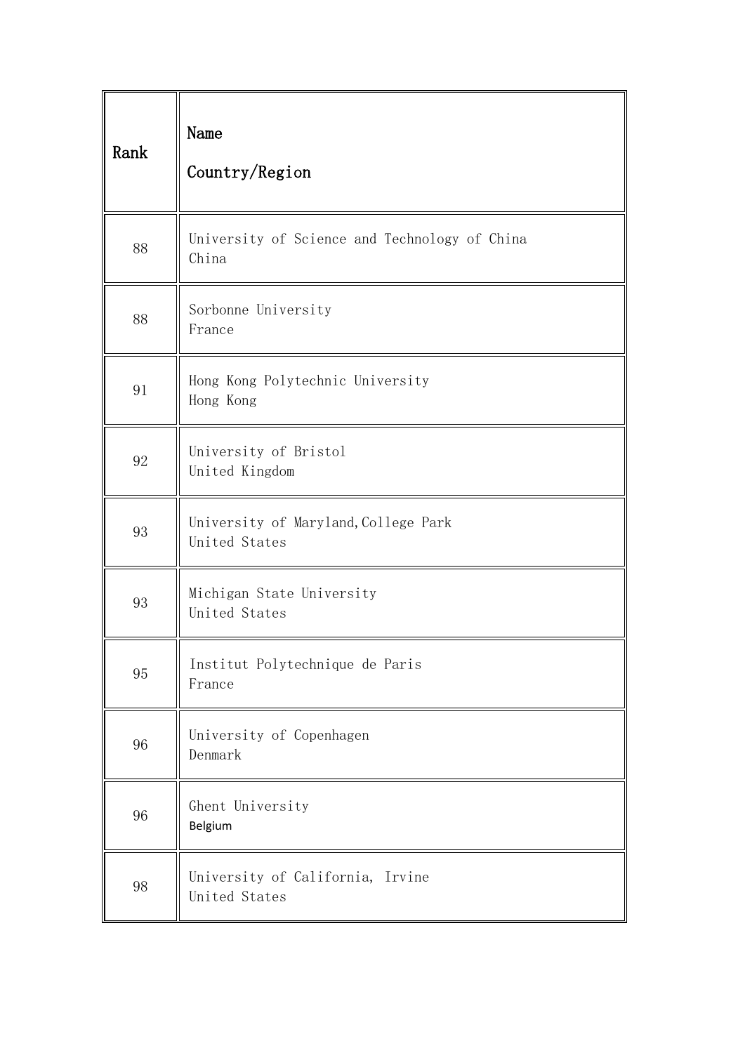| Rank | Name<br>Country/Region |
|---|---|
| 88 | University of Science and Technology of China<br>China |
| 88 | Sorbonne University<br>France |
| 91 | Hong Kong Polytechnic University<br>Hong Kong |
| 92 | University of Bristol<br>United Kingdom |
| 93 | University of Maryland,College Park<br>United States |
| 93 | Michigan State University<br>United States |
| 95 | Institut Polytechnique de Paris<br>France |
| 96 | University of Copenhagen<br>Denmark |
| 96 | Ghent University<br>Belgium |
| 98 | University of California, Irvine<br>United States |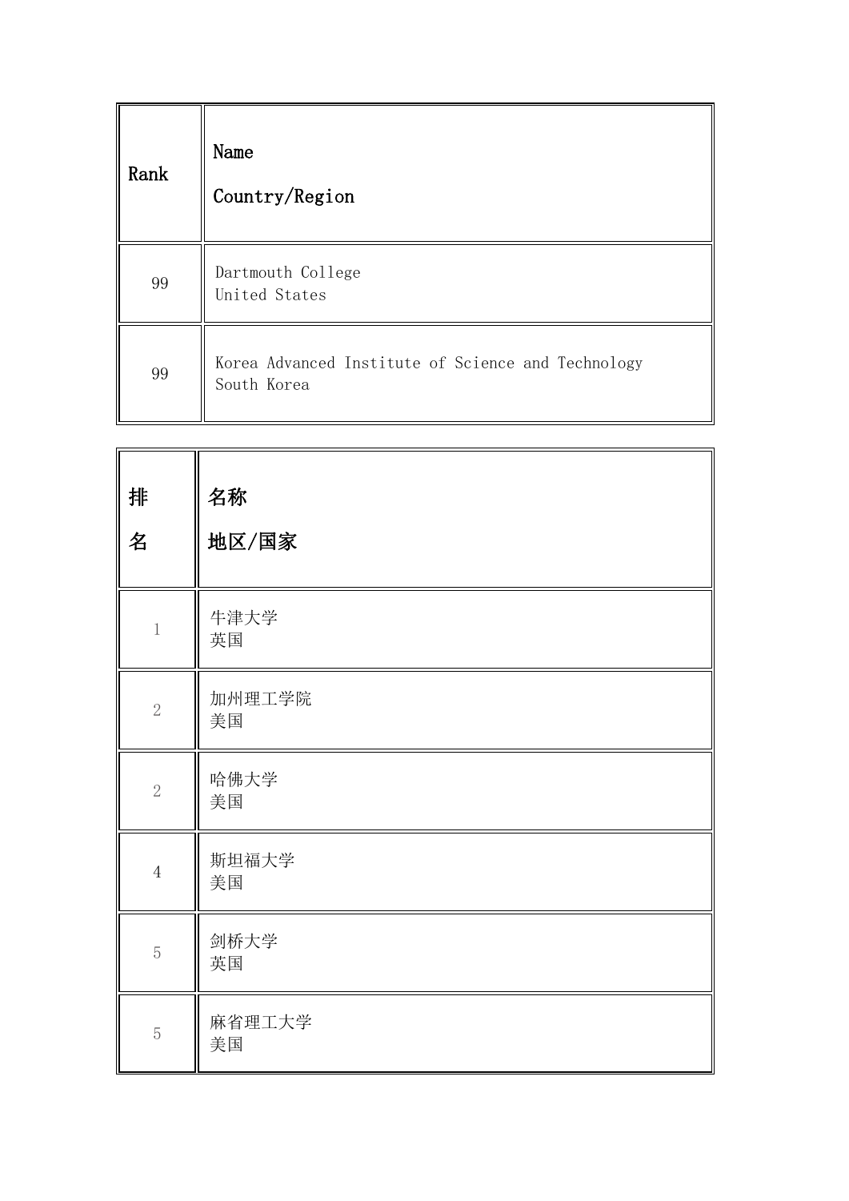| Rank | Name<br>Country/Region |
| --- | --- |
| 99 | Dartmouth College<br>United States |
| 99 | Korea Advanced Institute of Science and Technology<br>South Korea |

| 排名 | 名称<br>地区/国家 |
| --- | --- |
| 1 | 牛津大学<br>英国 |
| 2 | 加州理工学院<br>美国 |
| 2 | 哈佛大学<br>美国 |
| 4 | 斯坦福大学<br>美国 |
| 5 | 剑桥大学<br>英国 |
| 5 | 麻省理工大学<br>美国 |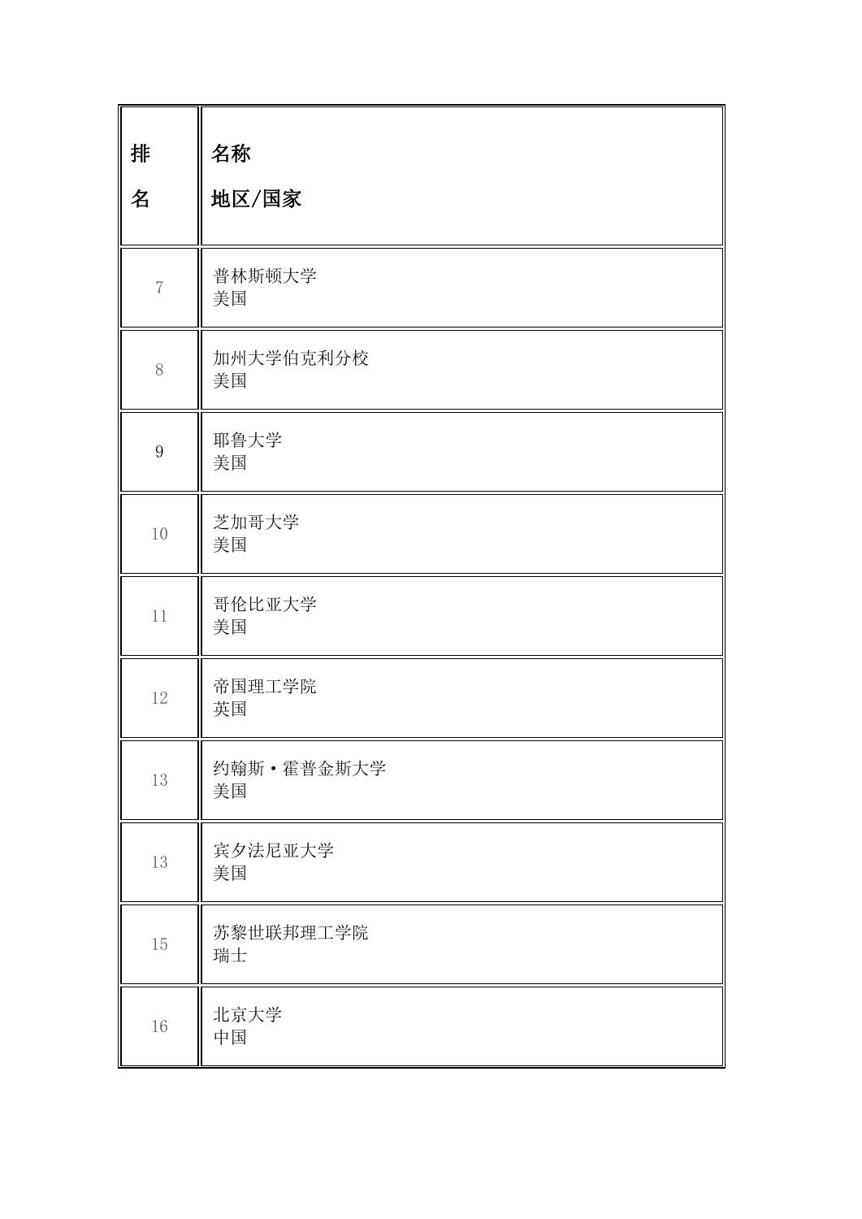| 排名 | 名称<br>地区/国家 |
|---|---|
| 7 | 普林斯顿大学<br>美国 |
| 8 | 加州大学伯克利分校<br>美国 |
| 9 | 耶鲁大学<br>美国 |
| 10 | 芝加哥大学<br>美国 |
| 11 | 哥伦比亚大学<br>美国 |
| 12 | 帝国理工学院<br>英国 |
| 13 | 约翰斯·霍普金斯大学<br>美国 |
| 13 | 宾夕法尼亚大学<br>美国 |
| 15 | 苏黎世联邦理工学院<br>瑞士 |
| 16 | 北京大学<br>中国 |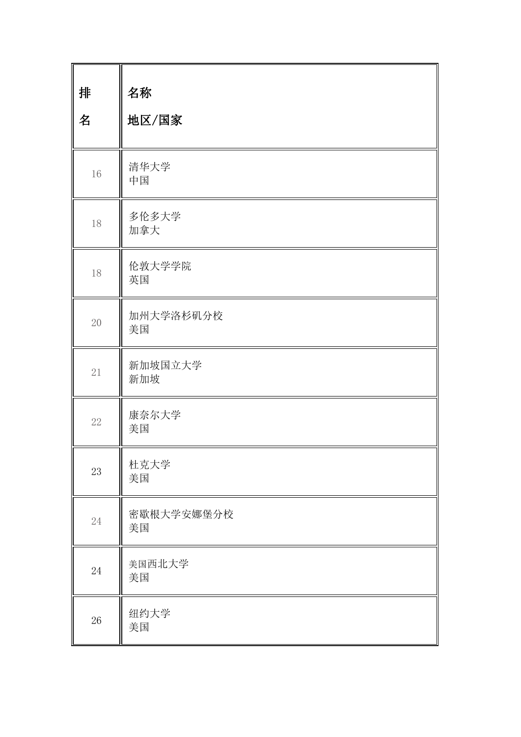| 排名 | 名称<br>地区/国家 |
| --- | --- |
| 16 | 清华大学<br>中国 |
| 18 | 多伦多大学<br>加拿大 |
| 18 | 伦敦大学学院<br>英国 |
| 20 | 加州大学洛杉矶分校<br>美国 |
| 21 | 新加坡国立大学<br>新加坡 |
| 22 | 康奈尔大学<br>美国 |
| 23 | 杜克大学<br>美国 |
| 24 | 密歇根大学安娜堡分校<br>美国 |
| 24 | 美国西北大学<br>美国 |
| 26 | 纽约大学<br>美国 |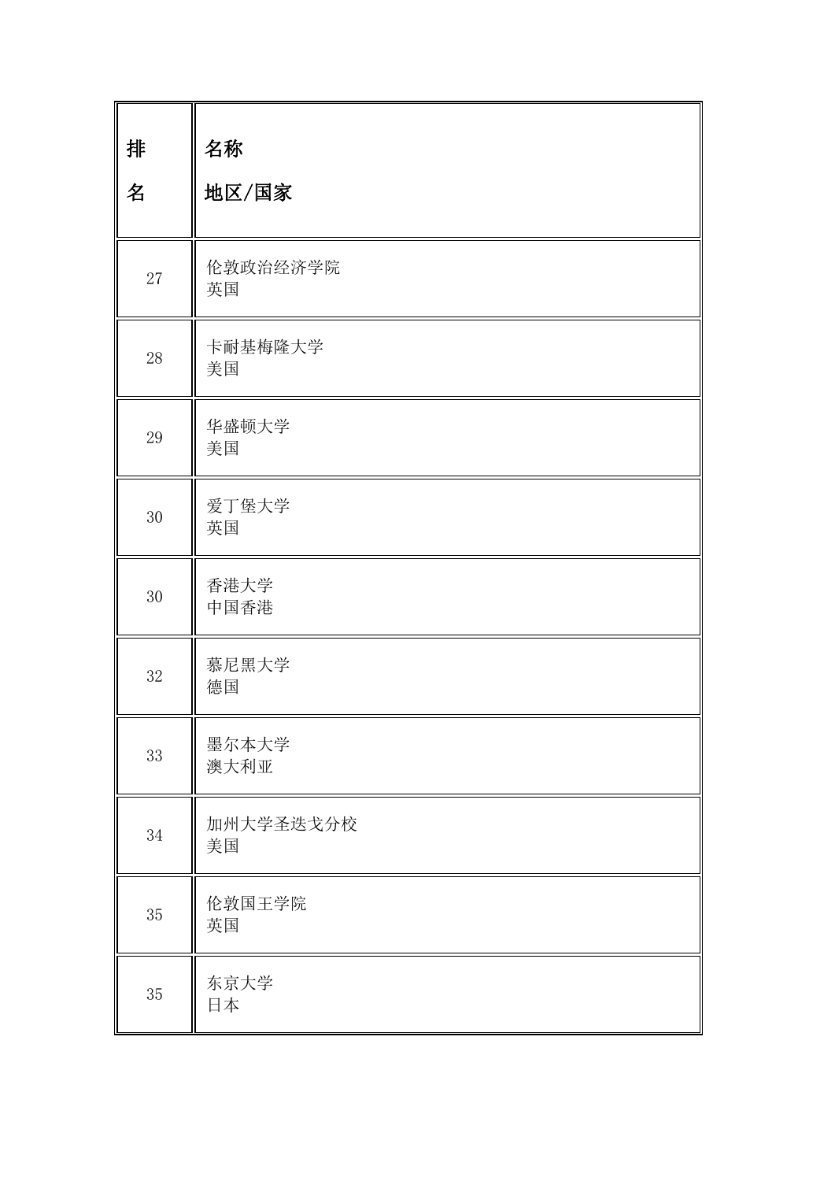| 排名 | 名称<br>地区/国家 |
| --- | --- |
| 27 | 伦敦政治经济学院<br>英国 |
| 28 | 卡耐基梅隆大学<br>美国 |
| 29 | 华盛顿大学<br>美国 |
| 30 | 爱丁堡大学<br>英国 |
| 30 | 香港大学<br>中国香港 |
| 32 | 慕尼黑大学<br>德国 |
| 33 | 墨尔本大学<br>澳大利亚 |
| 34 | 加州大学圣迭戈分校<br>美国 |
| 35 | 伦敦国王学院<br>英国 |
| 35 | 东京大学<br>日本 |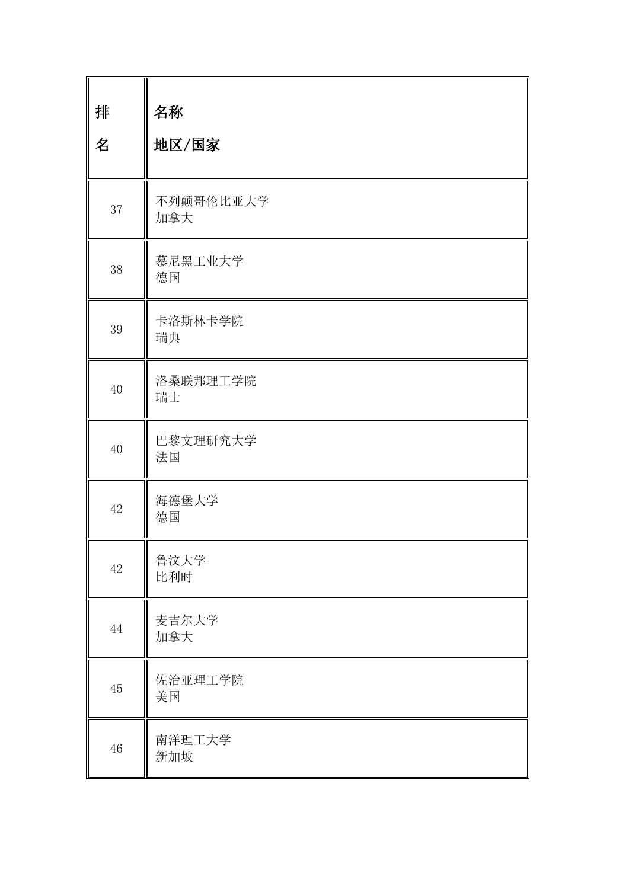| 排名 | 名称<br>地区/国家 |
|---|---|
| 37 | 不列颠哥伦比亚大学<br>加拿大 |
| 38 | 慕尼黑工业大学<br>德国 |
| 39 | 卡洛斯林卡学院<br>瑞典 |
| 40 | 洛桑联邦理工学院<br>瑞士 |
| 40 | 巴黎文理研究大学<br>法国 |
| 42 | 海德堡大学<br>德国 |
| 42 | 鲁汶大学<br>比利时 |
| 44 | 麦吉尔大学<br>加拿大 |
| 45 | 佐治亚理工学院<br>美国 |
| 46 | 南洋理工大学<br>新加坡 |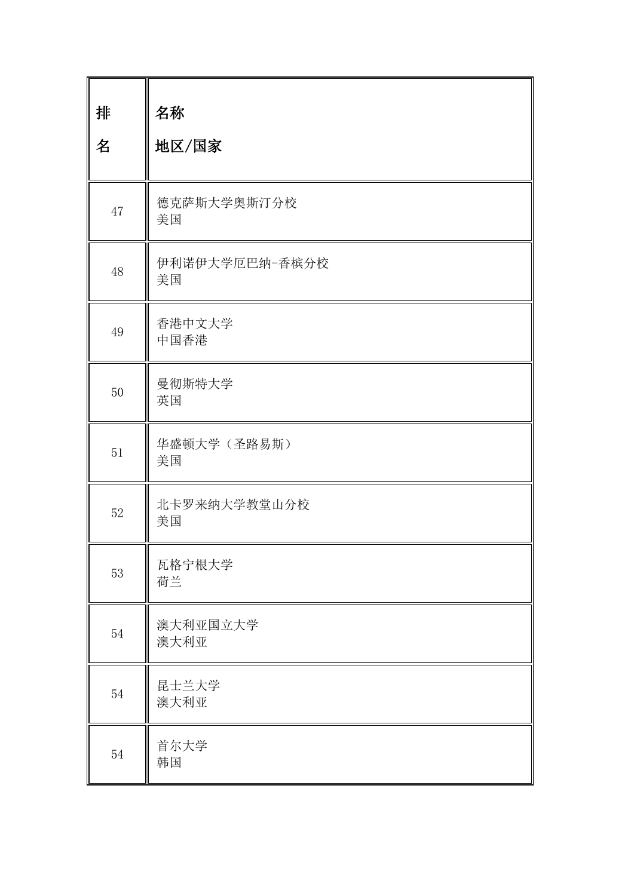| 排名 | 名称<br>地区/国家 |
|---|---|
| 47 | 德克萨斯大学奥斯汀分校<br>美国 |
| 48 | 伊利诺伊大学厄巴纳-香槟分校<br>美国 |
| 49 | 香港中文大学<br>中国香港 |
| 50 | 曼彻斯特大学<br>英国 |
| 51 | 华盛顿大学（圣路易斯）<br>美国 |
| 52 | 北卡罗来纳大学教堂山分校<br>美国 |
| 53 | 瓦格宁根大学<br>荷兰 |
| 54 | 澳大利亚国立大学<br>澳大利亚 |
| 54 | 昆士兰大学<br>澳大利亚 |
| 54 | 首尔大学<br>韩国 |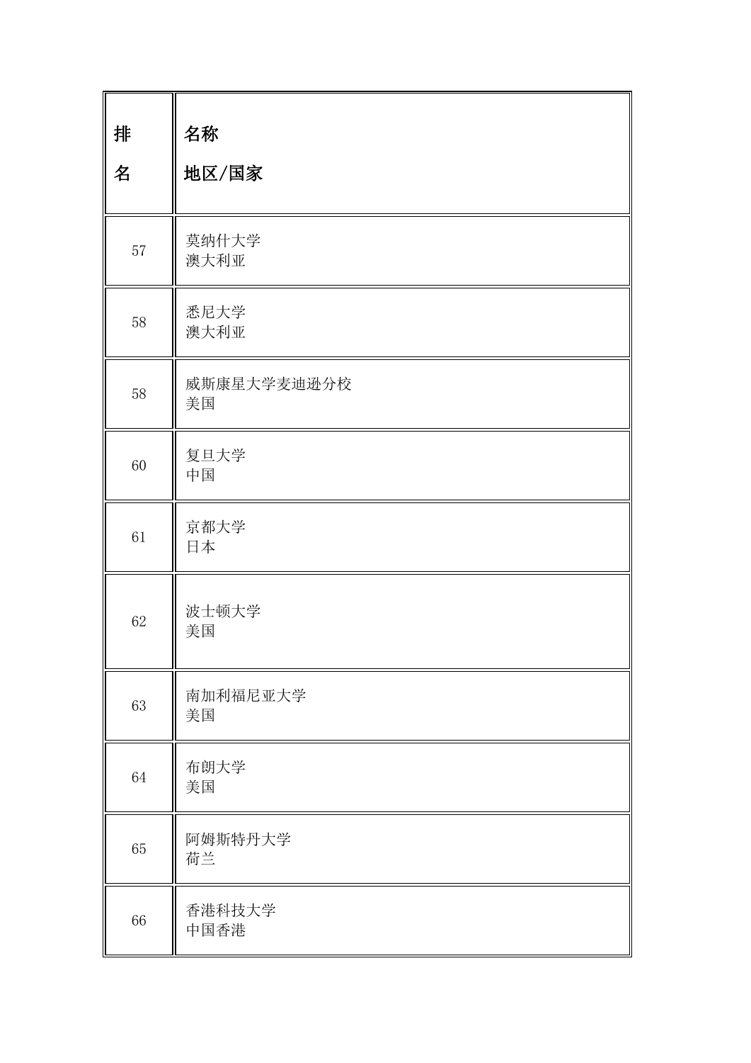| 排名 | 名称<br>地区/国家 |
|---|---|
| 57 | 莫纳什大学<br>澳大利亚 |
| 58 | 悉尼大学<br>澳大利亚 |
| 58 | 威斯康星大学麦迪逊分校<br>美国 |
| 60 | 复旦大学<br>中国 |
| 61 | 京都大学<br>日本 |
| 62 | 波士顿大学<br>美国 |
| 63 | 南加利福尼亚大学<br>美国 |
| 64 | 布朗大学<br>美国 |
| 65 | 阿姆斯特丹大学<br>荷兰 |
| 66 | 香港科技大学<br>中国香港 |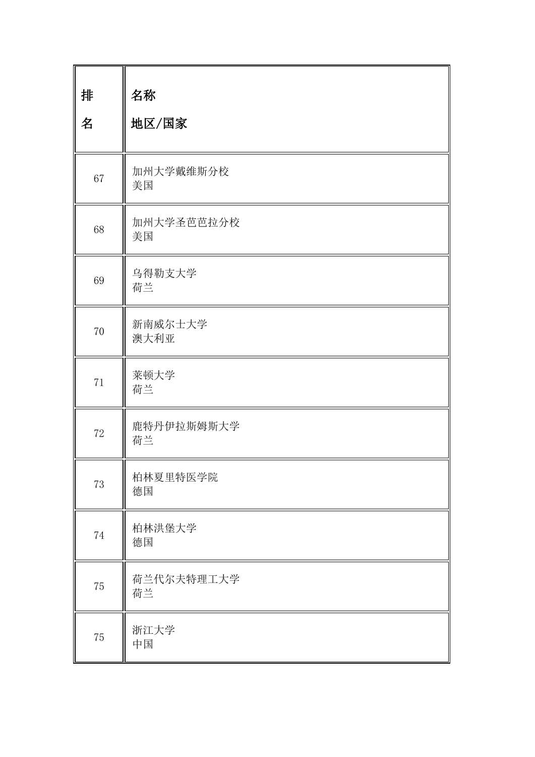| 排名 | 名称<br>地区/国家 |
| --- | --- |
| 67 | 加州大学戴维斯分校<br>美国 |
| 68 | 加州大学圣芭芭拉分校<br>美国 |
| 69 | 乌得勒支大学<br>荷兰 |
| 70 | 新南威尔士大学<br>澳大利亚 |
| 71 | 莱顿大学<br>荷兰 |
| 72 | 鹿特丹伊拉斯姆斯大学<br>荷兰 |
| 73 | 柏林夏里特医学院<br>德国 |
| 74 | 柏林洪堡大学<br>德国 |
| 75 | 荷兰代尔夫特理工大学<br>荷兰 |
| 75 | 浙江大学<br>中国 |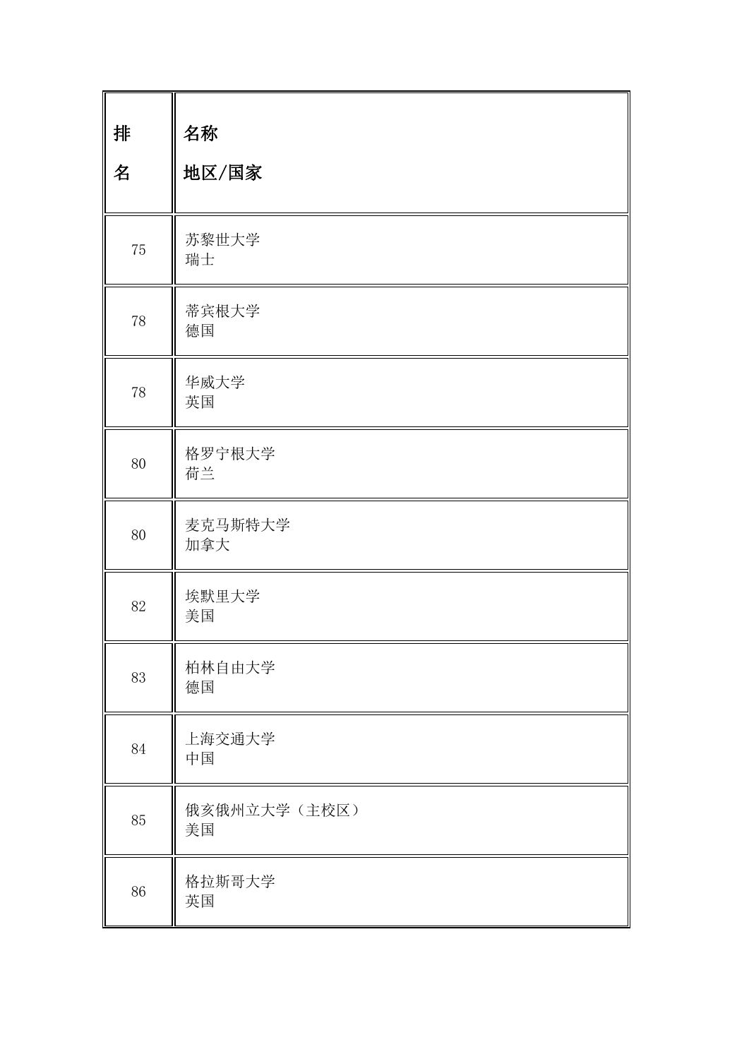| 排名 | 名称<br>地区/国家 |
|---|---|
| 75 | 苏黎世大学<br>瑞士 |
| 78 | 蒂宾根大学<br>德国 |
| 78 | 华威大学<br>英国 |
| 80 | 格罗宁根大学<br>荷兰 |
| 80 | 麦克马斯特大学<br>加拿大 |
| 82 | 埃默里大学<br>美国 |
| 83 | 柏林自由大学<br>德国 |
| 84 | 上海交通大学<br>中国 |
| 85 | 俄亥俄州立大学（主校区）<br>美国 |
| 86 | 格拉斯哥大学<br>英国 |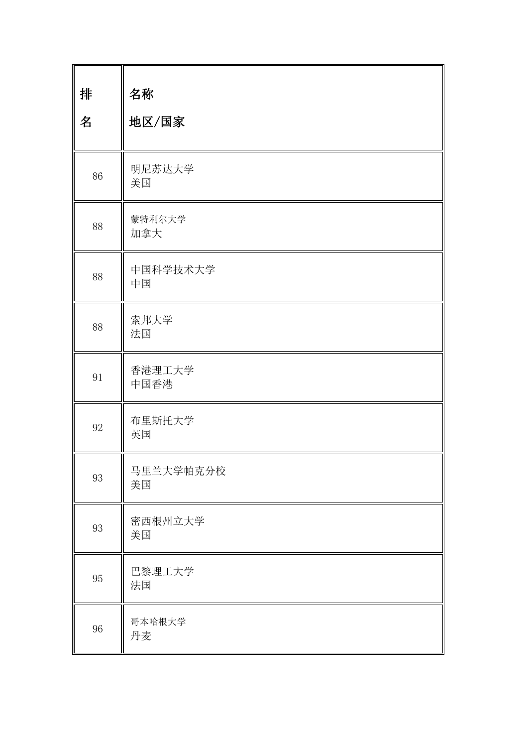| 排名 | 名称<br>地区/国家 |
| --- | --- |
| 86 | 明尼苏达大学<br>美国 |
| 88 | 蒙特利尔大学<br>加拿大 |
| 88 | 中国科学技术大学<br>中国 |
| 88 | 索邦大学<br>法国 |
| 91 | 香港理工大学<br>中国香港 |
| 92 | 布里斯托大学<br>英国 |
| 93 | 马里兰大学帕克分校<br>美国 |
| 93 | 密西根州立大学<br>美国 |
| 95 | 巴黎理工大学<br>法国 |
| 96 | 哥本哈根大学<br>丹麦 |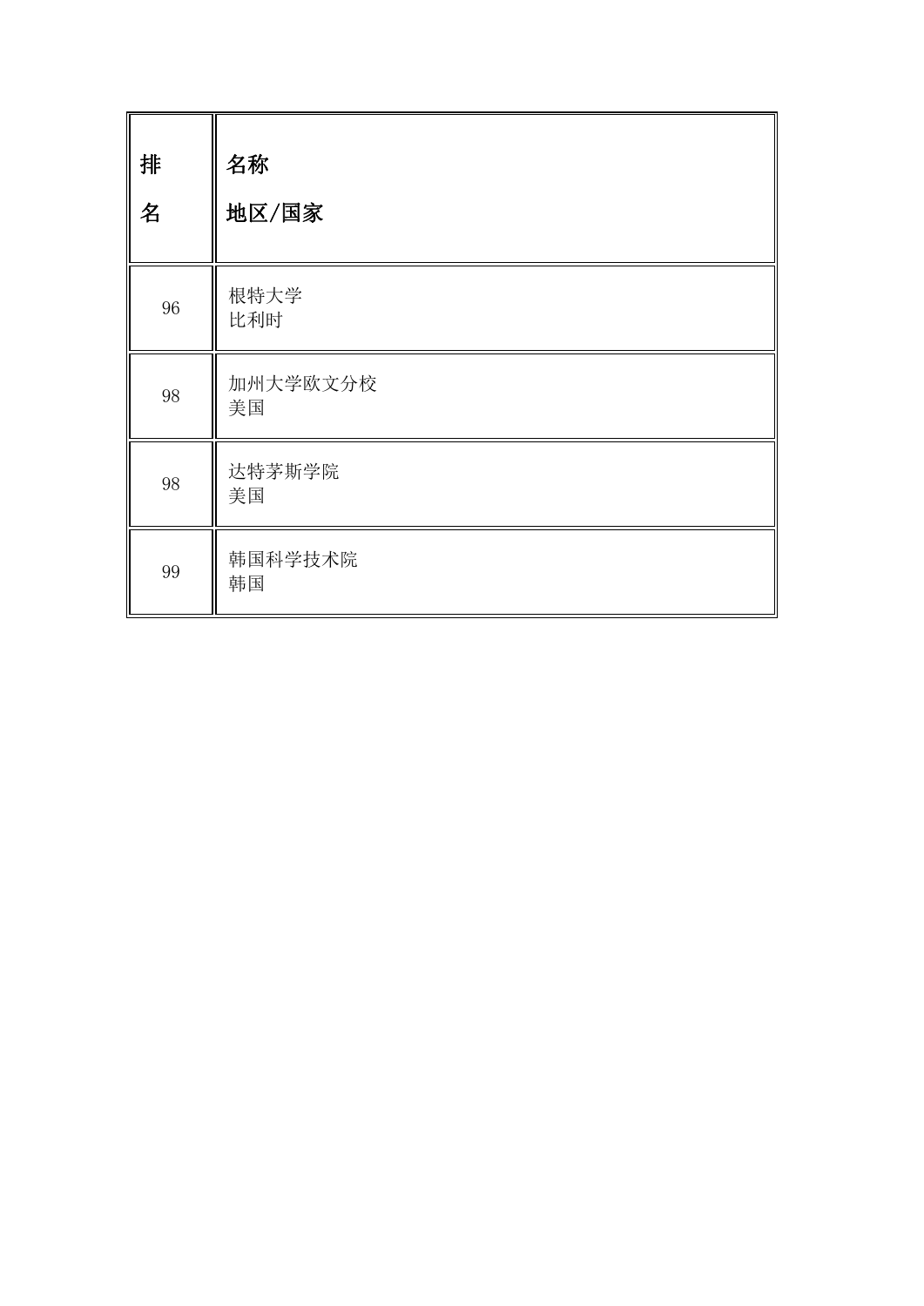| 排名 | 名称<br>地区/国家 |
|---|---|
| 96 | 根特大学<br>比利时 |
| 98 | 加州大学欧文分校<br>美国 |
| 98 | 达特茅斯学院<br>美国 |
| 99 | 韩国科学技术院<br>韩国 |